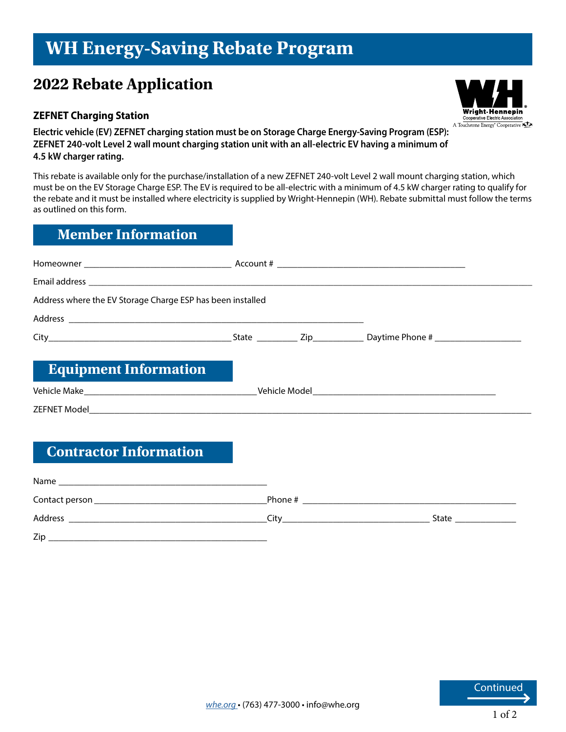# WH Energy-Saving Rebate Program

## 2022 Rebate Application

**ZEFNET Charging Station**

**Electric vehicle (EV) ZEFNET charging station must be on Storage Charge Energy-Saving Program (ESP): ZEFNET 240-volt Level 2 wall mount charging station unit with an all-electric EV having a minimum of 4.5 kW charger rating.**

This rebate is available only for the purchase/installation of a new ZEFNET 240-volt Level 2 wall mount charging station, which must be on the EV Storage Charge ESP. The EV is required to be all-electric with a minimum of 4.5 kW charger rating to qualify for the rebate and it must be installed where electricity is supplied by Wright-Hennepin (WH). Rebate submittal must follow the terms as outlined on this form.

## Member Information

Homeowner ______________________________ Account # ______________________________________

Email address ________________________________________________________________________________

Address where the EV Storage Charge ESP has been installed

Address ____________________________________________________________

City_____________________________________ State ________ Zip__________ Daytime Phone # __________________

## Equipment Information

Vehicle Make___________________________________ Vehicle Model______________________________________

ZEFNET Model__________________________________________________________________________________

## Contractor Information

Name ___________________________________________

Contact person ____________________________________ Phone # _______________________________________________

Address _________________________________________ City______________________________ State _____________

Zip ______________________________________________

Continued

*whe.org* • (763) 477-3000 • info@whe.org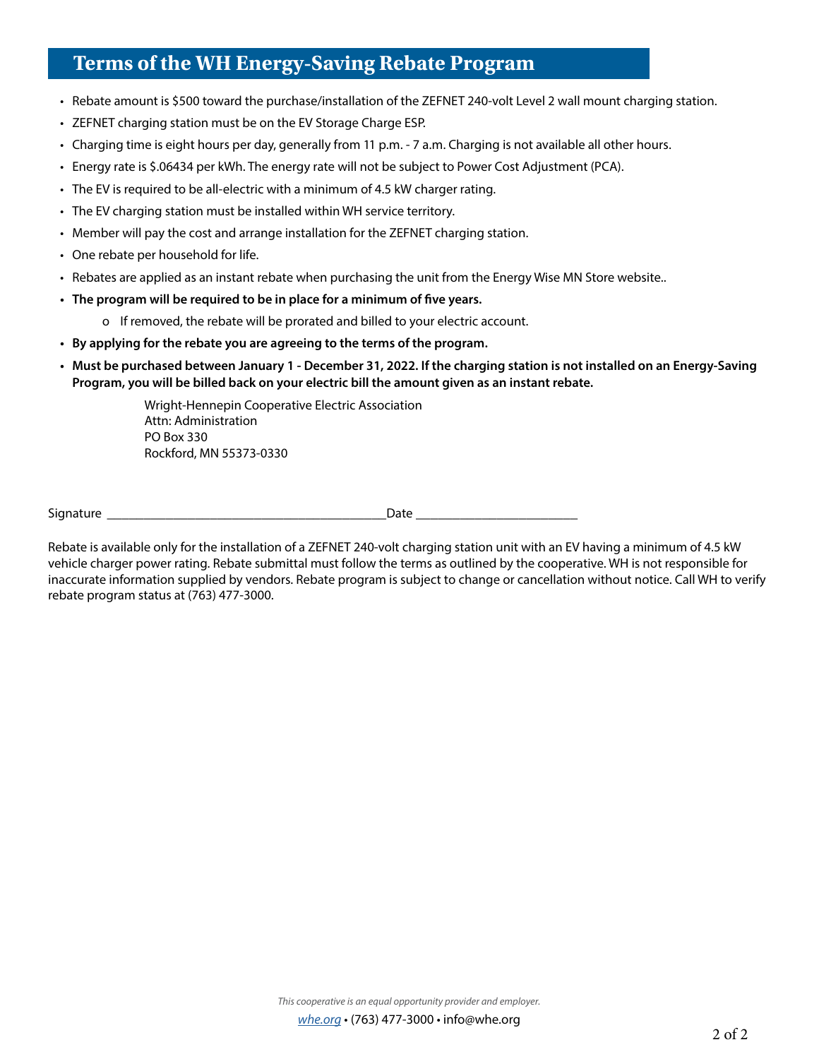# Terms of the WH Energy-Saving Rebate Program

- Rebate amount is $500 toward the purchase/installation of the ZEFNET 240-volt Level 2 wall mount charging station.
- ZEFNET charging station must be on the EV Storage Charge ESP.
- Charging time is eight hours per day, generally from 11 p.m. - 7 a.m. Charging is not available all other hours.
- Energy rate is $.06434 per kWh. The energy rate will not be subject to Power Cost Adjustment (PCA).
- The EV is required to be all-electric with a minimum of 4.5 kW charger rating.
- The EV charging station must be installed within WH service territory.
- Member will pay the cost and arrange installation for the ZEFNET charging station.
- One rebate per household for life.
- Rebates are applied as an instant rebate when purchasing the unit from the Energy Wise MN Store website..
- **The program will be required to be in place for a minimum of five years.**
  - If removed, the rebate will be prorated and billed to your electric account.
- **By applying for the rebate you are agreeing to the terms of the program.**
- **Must be purchased between January 1 - December 31, 2022. If the charging station is not installed on an Energy-Saving Program, you will be billed back on your electric bill the amount given as an instant rebate.**

Wright-Hennepin Cooperative Electric Association
Attn: Administration
PO Box 330
Rockford, MN 55373-0330

Signature ________________________________________ Date ________________________

Rebate is available only for the installation of a ZEFNET 240-volt charging station unit with an EV having a minimum of 4.5 kW vehicle charger power rating. Rebate submittal must follow the terms as outlined by the cooperative. WH is not responsible for inaccurate information supplied by vendors. Rebate program is subject to change or cancellation without notice. Call WH to verify rebate program status at (763) 477-3000.

*This cooperative is an equal opportunity provider and employer.*

whe.org • (763) 477-3000 • info@whe.org